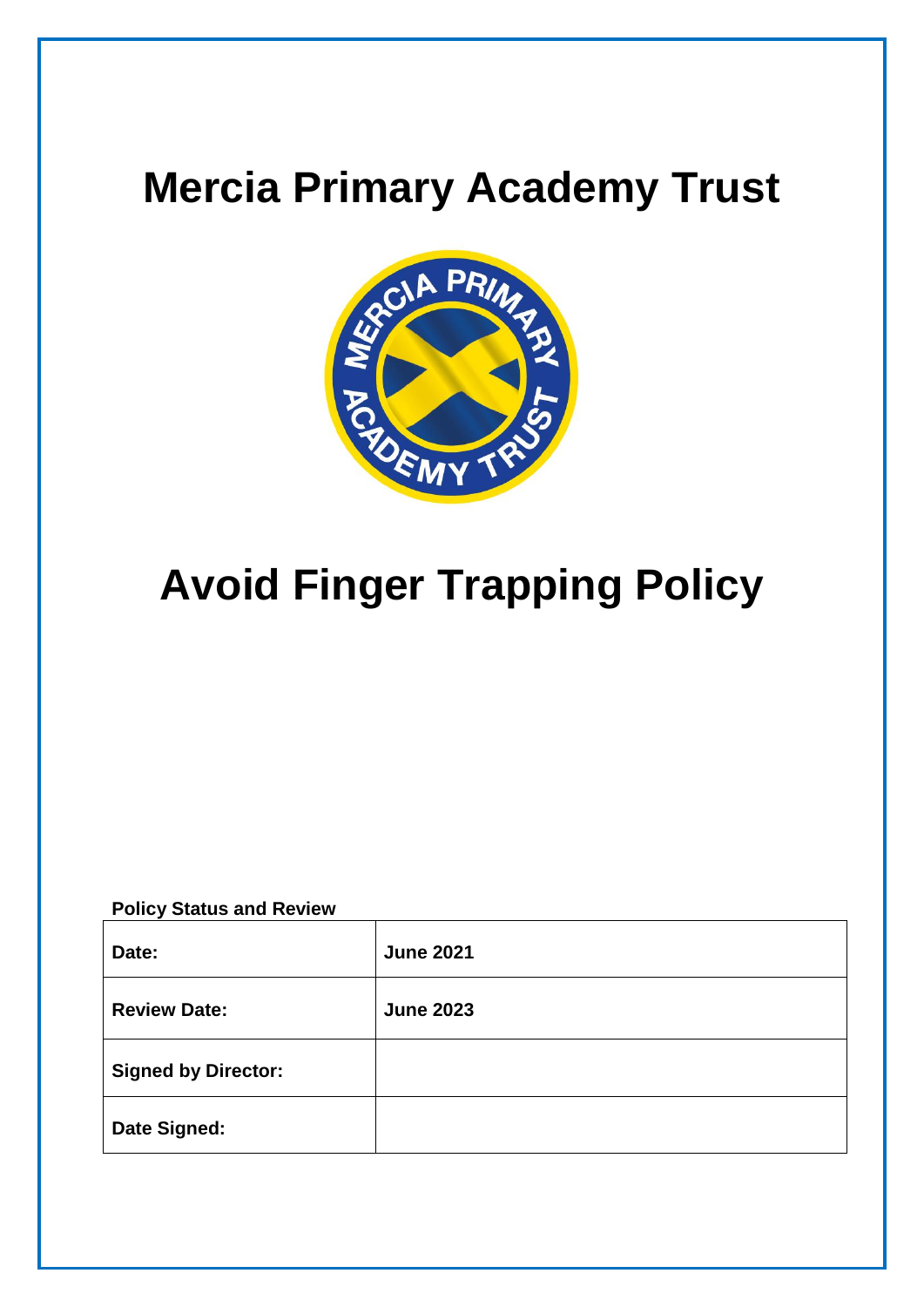# Mercia Primary Academy Trust

# Avoid Finger Trapping Policy

**Policy Status and Review**

| **Date:** | **June 2021** |
|---|---|
| **Review Date:** | **June 2023** |
| **Signed by Director:** | |
| **Date Signed:** | |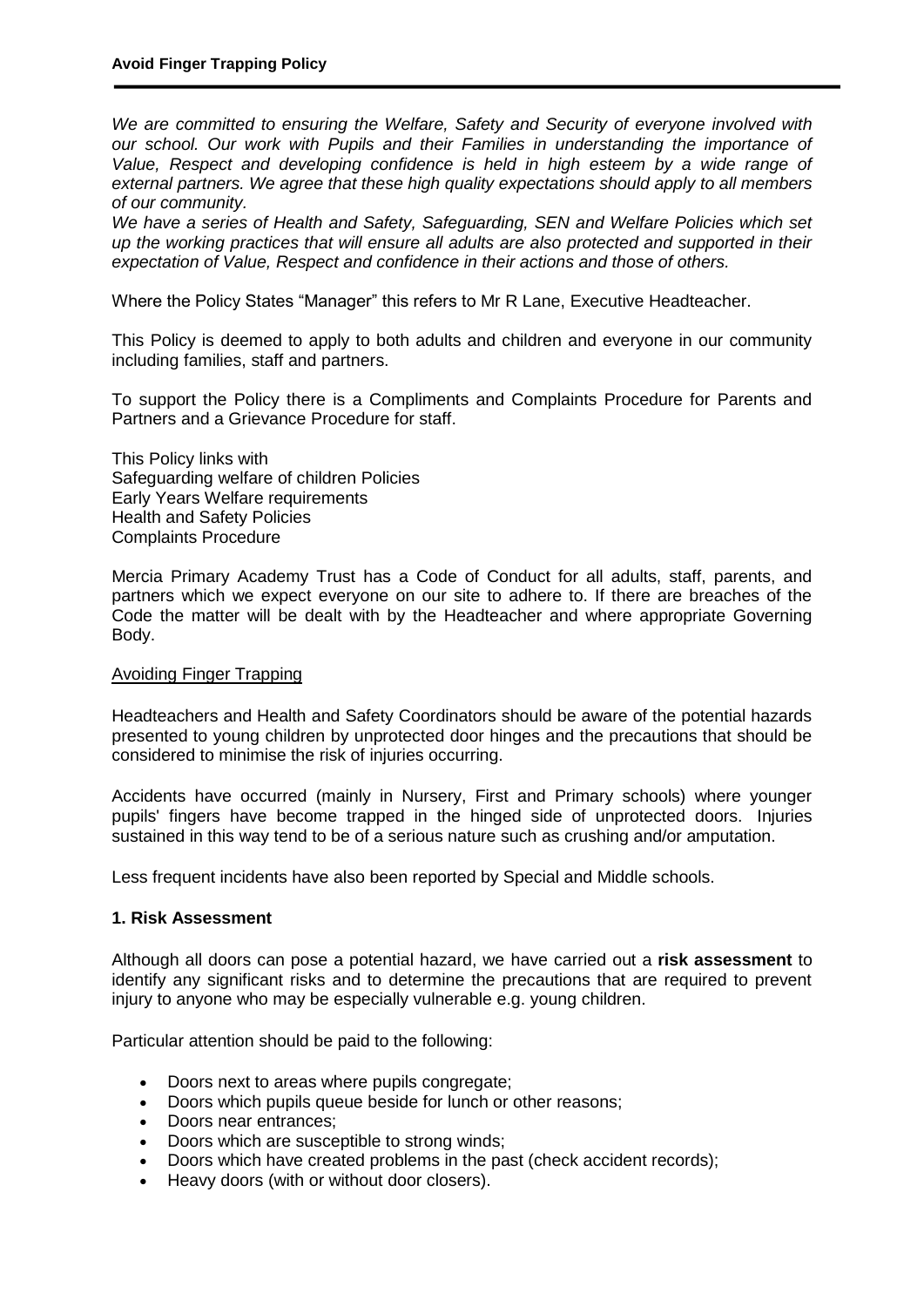*We are committed to ensuring the Welfare, Safety and Security of everyone involved with our school. Our work with Pupils and their Families in understanding the importance of Value, Respect and developing confidence is held in high esteem by a wide range of external partners. We agree that these high quality expectations should apply to all members of our community.*

*We have a series of Health and Safety, Safeguarding, SEN and Welfare Policies which set up the working practices that will ensure all adults are also protected and supported in their expectation of Value, Respect and confidence in their actions and those of others.*

Where the Policy States "Manager" this refers to Mr R Lane, Executive Headteacher.

This Policy is deemed to apply to both adults and children and everyone in our community including families, staff and partners.

To support the Policy there is a Compliments and Complaints Procedure for Parents and Partners and a Grievance Procedure for staff.

This Policy links with
Safeguarding welfare of children Policies
Early Years Welfare requirements
Health and Safety Policies
Complaints Procedure

Mercia Primary Academy Trust has a Code of Conduct for all adults, staff, parents, and partners which we expect everyone on our site to adhere to. If there are breaches of the Code the matter will be dealt with by the Headteacher and where appropriate Governing Body.

Avoiding Finger Trapping

Headteachers and Health and Safety Coordinators should be aware of the potential hazards presented to young children by unprotected door hinges and the precautions that should be considered to minimise the risk of injuries occurring.

Accidents have occurred (mainly in Nursery, First and Primary schools) where younger pupils' fingers have become trapped in the hinged side of unprotected doors. Injuries sustained in this way tend to be of a serious nature such as crushing and/or amputation.

Less frequent incidents have also been reported by Special and Middle schools.

### 1. Risk Assessment

Although all doors can pose a potential hazard, we have carried out a **risk assessment** to identify any significant risks and to determine the precautions that are required to prevent injury to anyone who may be especially vulnerable e.g. young children.

Particular attention should be paid to the following:

- Doors next to areas where pupils congregate;
- Doors which pupils queue beside for lunch or other reasons;
- Doors near entrances;
- Doors which are susceptible to strong winds;
- Doors which have created problems in the past (check accident records);
- Heavy doors (with or without door closers).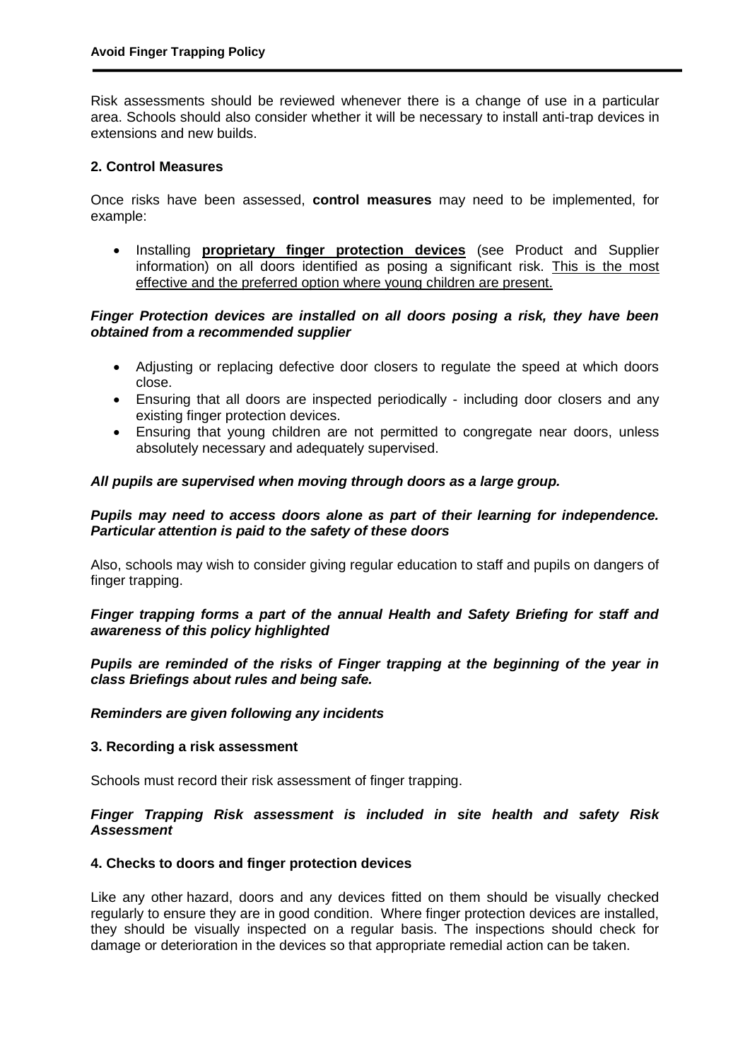Risk assessments should be reviewed whenever there is a change of use in a particular area. Schools should also consider whether it will be necessary to install anti-trap devices in extensions and new builds.

### 2. Control Measures

Once risks have been assessed, **control measures** may need to be implemented, for example:

- Installing **proprietary finger protection devices** (see Product and Supplier information) on all doors identified as posing a significant risk. <u>This is the most effective and the preferred option where young children are present.</u>

***Finger Protection devices are installed on all doors posing a risk, they have been obtained from a recommended supplier***

- Adjusting or replacing defective door closers to regulate the speed at which doors close.
- Ensuring that all doors are inspected periodically - including door closers and any existing finger protection devices.
- Ensuring that young children are not permitted to congregate near doors, unless absolutely necessary and adequately supervised.

***All pupils are supervised when moving through doors as a large group.***

***Pupils may need to access doors alone as part of their learning for independence. Particular attention is paid to the safety of these doors***

Also, schools may wish to consider giving regular education to staff and pupils on dangers of finger trapping.

***Finger trapping forms a part of the annual Health and Safety Briefing for staff and awareness of this policy highlighted***

***Pupils are reminded of the risks of Finger trapping at the beginning of the year in class Briefings about rules and being safe.***

***Reminders are given following any incidents***

### 3. Recording a risk assessment

Schools must record their risk assessment of finger trapping.

***Finger Trapping Risk assessment is included in site health and safety Risk Assessment***

### 4. Checks to doors and finger protection devices

Like any other hazard, doors and any devices fitted on them should be visually checked regularly to ensure they are in good condition. Where finger protection devices are installed, they should be visually inspected on a regular basis. The inspections should check for damage or deterioration in the devices so that appropriate remedial action can be taken.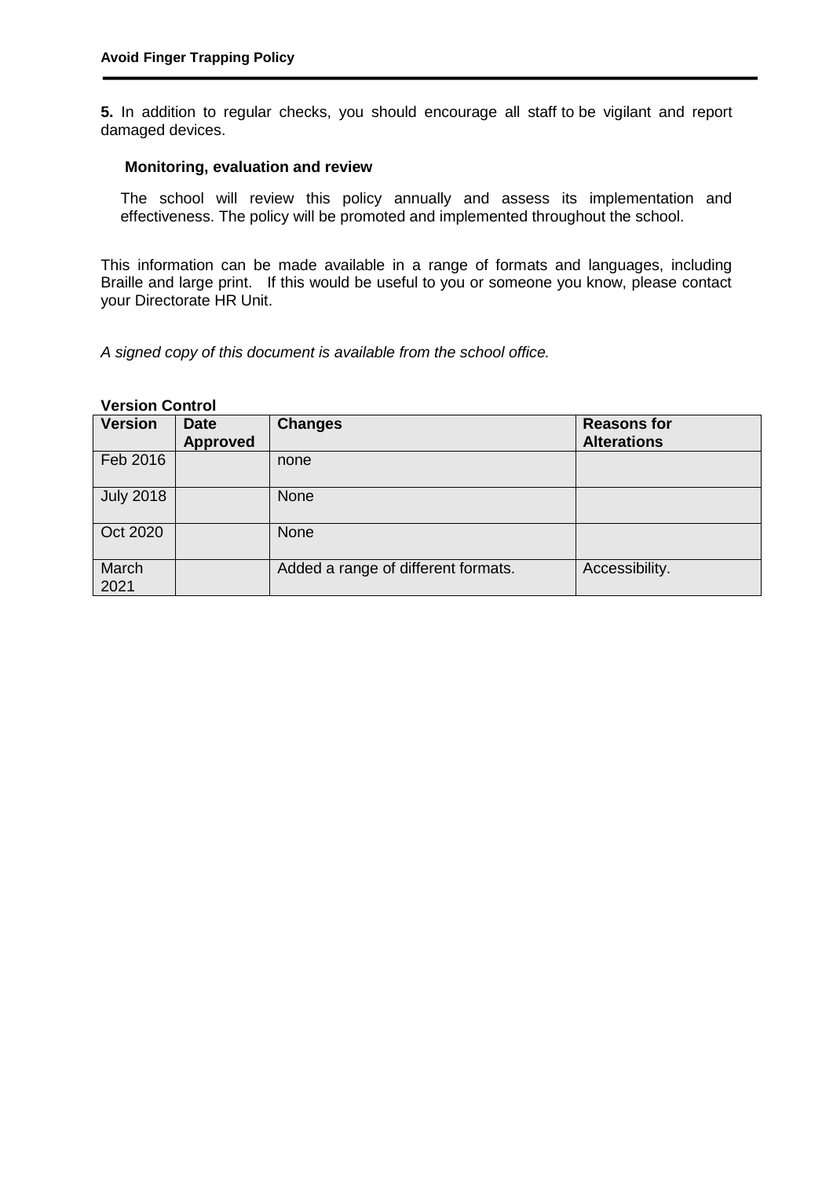**5.** In addition to regular checks, you should encourage all staff to be vigilant and report damaged devices.

### Monitoring, evaluation and review

The school will review this policy annually and assess its implementation and effectiveness. The policy will be promoted and implemented throughout the school.

This information can be made available in a range of formats and languages, including Braille and large print. If this would be useful to you or someone you know, please contact your Directorate HR Unit.

*A signed copy of this document is available from the school office.*

**Version Control**

| Version | Date Approved | Changes | Reasons for Alterations |
|---|---|---|---|
| Feb 2016 | | none | |
| July 2018 | | None | |
| Oct 2020 | | None | |
| March 2021 | | Added a range of different formats. | Accessibility. |